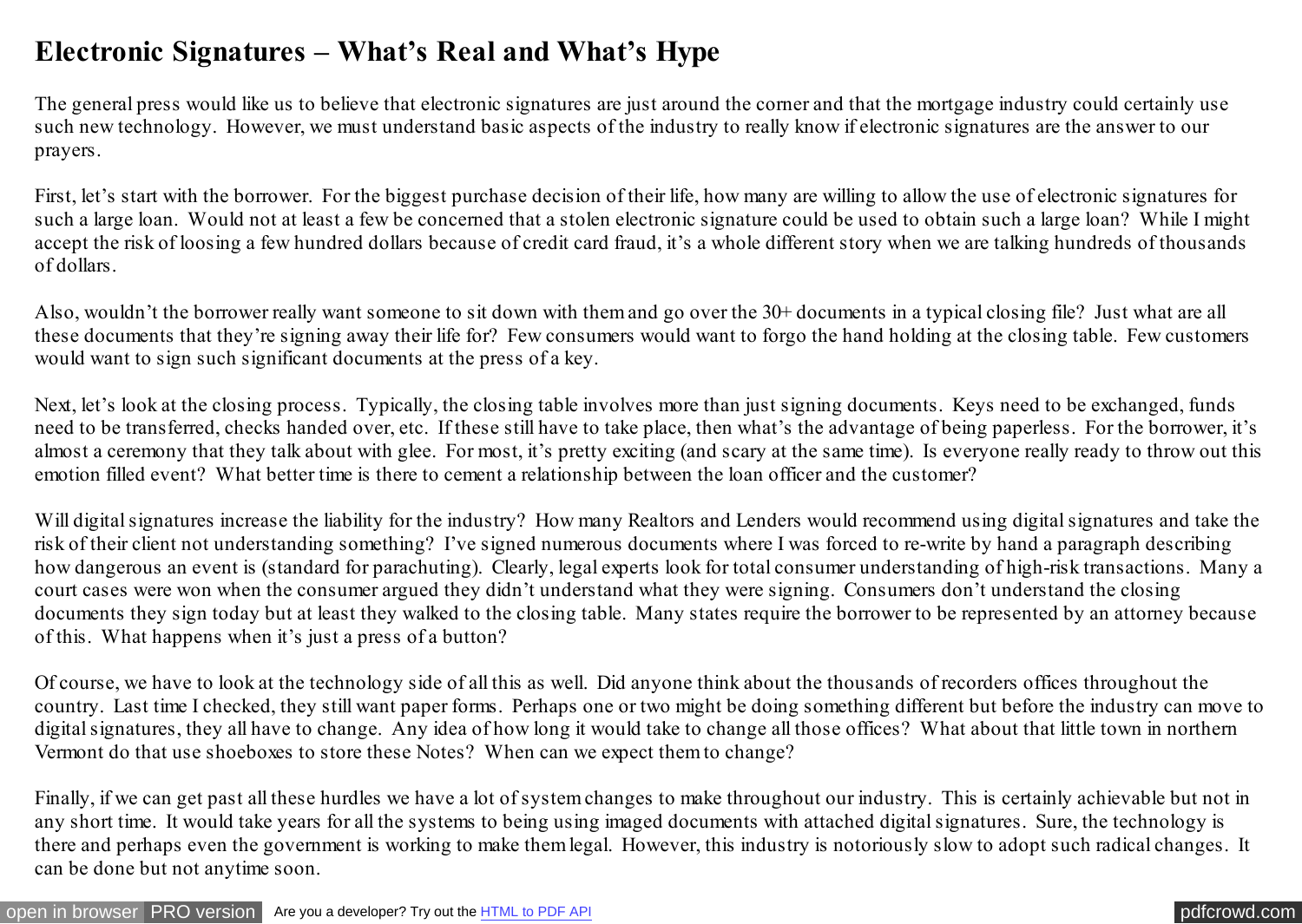# Electronic Signatures – What's Real and What's Hype

The general press would like us to believe that electronic signatures are just around the corner and that the mortgage industry could certainly use such new technology. However, we must understand basic aspects of the industry to really know if electronic signatures are the answer to our prayers.

First, let's start with the borrower. For the biggest purchase decision of their life, how many are willing to allow the use of electronic signatures for such a large loan. Would not at least a few be concerned that a stolen electronic signature could be used to obtain such a large loan? While I might accept the risk of loosing a few hundred dollars because of credit card fraud, it's a whole different story when we are talking hundreds of thousands of dollars.

Also, wouldn't the borrower really want someone to sit down with them and go over the 30+ documents in a typical closing file? Just what are all these documents that they're signing away their life for? Few consumers would want to forgo the hand holding at the closing table. Few customers would want to sign such significant documents at the press of a key.

Next, let's look at the closing process. Typically, the closing table involves more than just signing documents. Keys need to be exchanged, funds need to be transferred, checks handed over, etc. If these still have to take place, then what's the advantage of being paperless. For the borrower, it's almost a ceremony that they talk about with glee. For most, it's pretty exciting (and scary at the same time). Is everyone really ready to throw out this emotion filled event? What better time is there to cement a relationship between the loan officer and the customer?

Will digital signatures increase the liability for the industry? How many Realtors and Lenders would recommend using digital signatures and take the risk of their client not understanding something? I've signed numerous documents where I was forced to re-write by hand a paragraph describing how dangerous an event is (standard for parachuting). Clearly, legal experts look for total consumer understanding of high-risk transactions. Many a court cases were won when the consumer argued they didn't understand what they were signing. Consumers don't understand the closing documents they sign today but at least they walked to the closing table. Many states require the borrower to be represented by an attorney because of this. What happens when it's just a press of a button?

Of course, we have to look at the technology side of all this as well. Did anyone think about the thousands of recorders offices throughout the country. Last time I checked, they still want paper forms. Perhaps one or two might be doing something different but before the industry can move to digital signatures, they all have to change. Any idea of how long it would take to change all those offices? What about that little town in northern Vermont do that use shoeboxes to store these Notes? When can we expect them to change?

Finally, if we can get past all these hurdles we have a lot of system changes to make throughout our industry. This is certainly achievable but not in any short time. It would take years for all the systems to being using imaged documents with attached digital signatures. Sure, the technology is there and perhaps even the government is working to make them legal. However, this industry is notoriously slow to adopt such radical changes. It can be done but not anytime soon.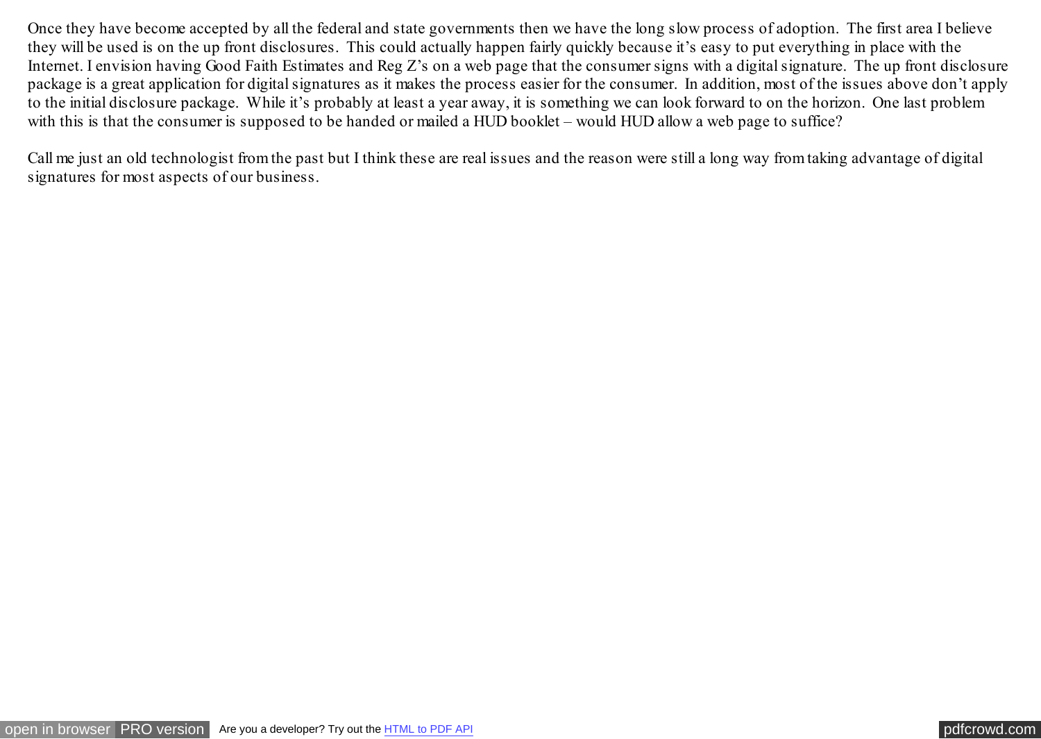Once they have become accepted by all the federal and state governments then we have the long slow process of adoption. The first area I believe they will be used is on the up front disclosures. This could actually happen fairly quickly because it's easy to put everything in place with the Internet. I envision having Good Faith Estimates and Reg Z's on a web page that the consumer signs with a digital signature. The up front disclosure package is a great application for digital signatures as it makes the process easier for the consumer. In addition, most of the issues above don't apply to the initial disclosure package. While it's probably at least a year away, it is something we can look forward to on the horizon. One last problem with this is that the consumer is supposed to be handed or mailed a HUD booklet – would HUD allow a web page to suffice?

Call me just an old technologist from the past but I think these are real issues and the reason were still a long way from taking advantage of digital signatures for most aspects of our business.